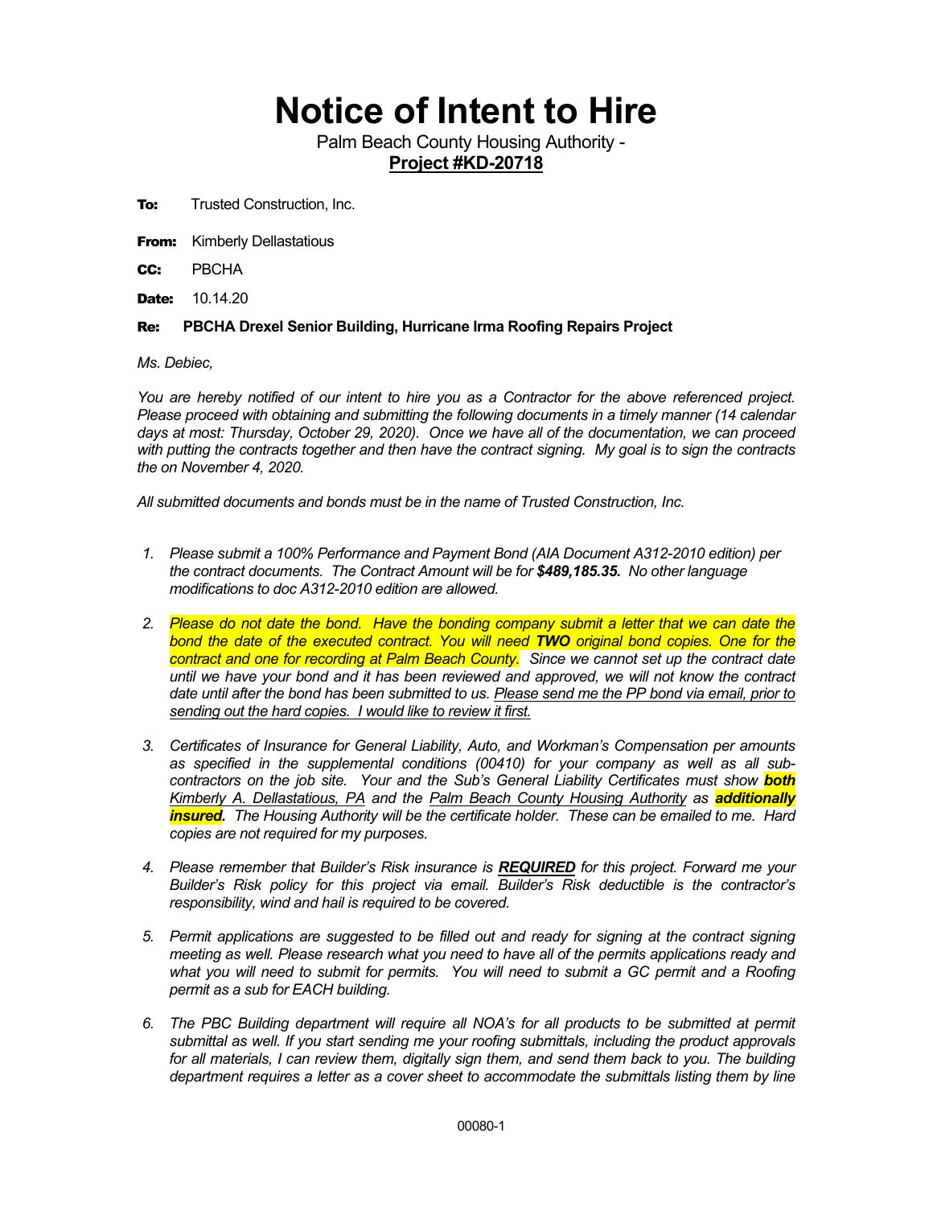# Notice of Intent to Hire

Palm Beach County Housing Authority -
**Project #KD-20718**

**To:** Trusted Construction, Inc.

**From:** Kimberly Dellastatious

**CC:** PBCHA

**Date:** 10.14.20

**Re: PBCHA Drexel Senior Building, Hurricane Irma Roofing Repairs Project**

*Ms. Debiec,*

*You are hereby notified of our intent to hire you as a Contractor for the above referenced project. Please proceed with obtaining and submitting the following documents in a timely manner (14 calendar days at most: Thursday, October 29, 2020). Once we have all of the documentation, we can proceed with putting the contracts together and then have the contract signing. My goal is to sign the contracts the on November 4, 2020.*

*All submitted documents and bonds must be in the name of Trusted Construction, Inc.*

1. *Please submit a 100% Performance and Payment Bond (AIA Document A312-2010 edition) per the contract documents. The Contract Amount will be for **$489,185.35.** No other language modifications to doc A312-2010 edition are allowed.*

2. *Please do not date the bond. Have the bonding company submit a letter that we can date the bond the date of the executed contract. You will need **TWO** original bond copies. One for the contract and one for recording at Palm Beach County. Since we cannot set up the contract date until we have your bond and it has been reviewed and approved, we will not know the contract date until after the bond has been submitted to us. Please send me the PP bond via email, prior to sending out the hard copies. I would like to review it first.*

3. *Certificates of Insurance for General Liability, Auto, and Workman's Compensation per amounts as specified in the supplemental conditions (00410) for your company as well as all sub-contractors on the job site. Your and the Sub's General Liability Certificates must show **both** Kimberly A. Dellastatious, PA and the Palm Beach County Housing Authority as **additionally insured**. The Housing Authority will be the certificate holder. These can be emailed to me. Hard copies are not required for my purposes.*

4. *Please remember that Builder's Risk insurance is **REQUIRED** for this project. Forward me your Builder's Risk policy for this project via email. Builder's Risk deductible is the contractor's responsibility, wind and hail is required to be covered.*

5. *Permit applications are suggested to be filled out and ready for signing at the contract signing meeting as well. Please research what you need to have all of the permits applications ready and what you will need to submit for permits. You will need to submit a GC permit and a Roofing permit as a sub for EACH building.*

6. *The PBC Building department will require all NOA's for all products to be submitted at permit submittal as well. If you start sending me your roofing submittals, including the product approvals for all materials, I can review them, digitally sign them, and send them back to you. The building department requires a letter as a cover sheet to accommodate the submittals listing them by line*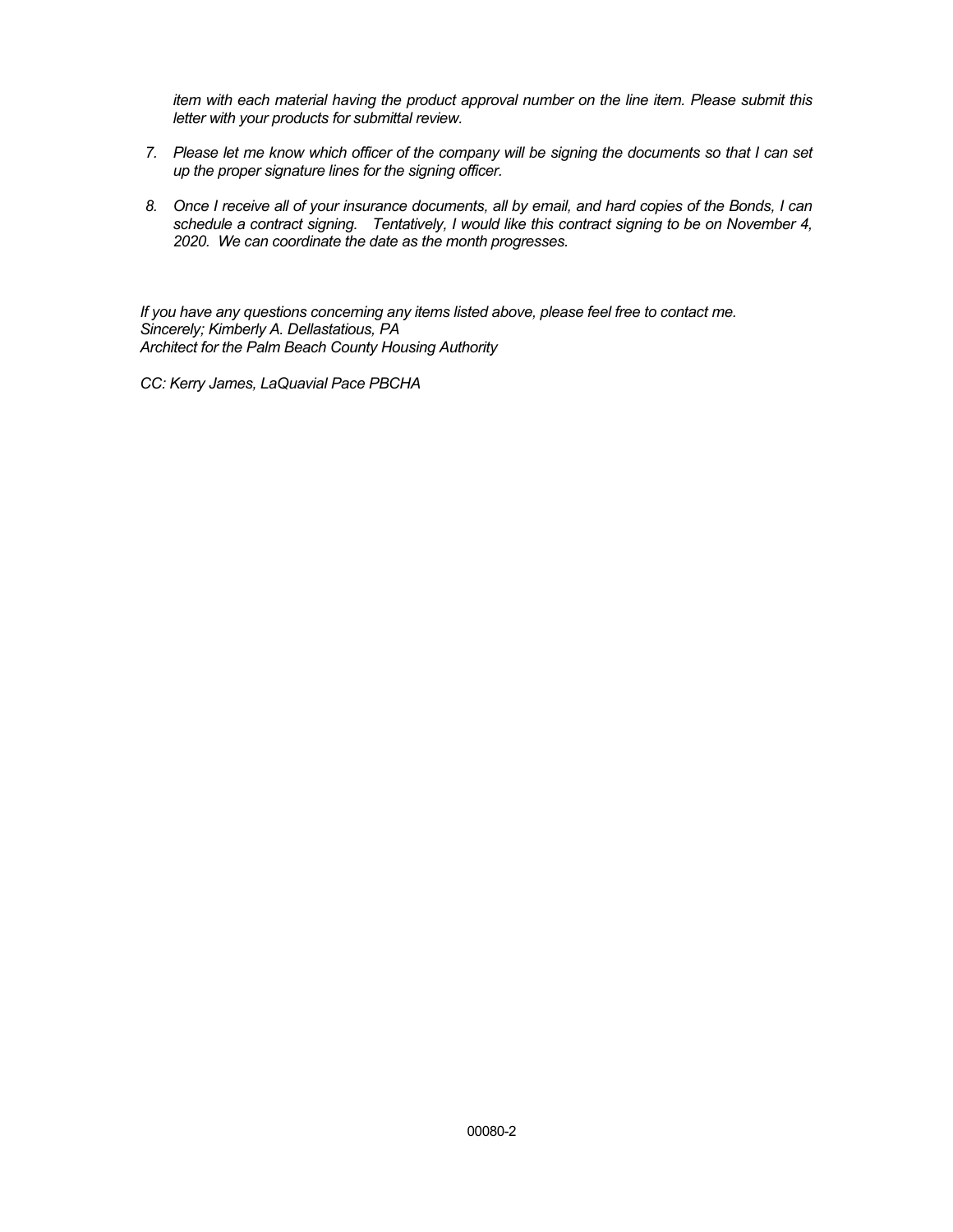*item with each material having the product approval number on the line item. Please submit this letter with your products for submittal review.*

7. *Please let me know which officer of the company will be signing the documents so that I can set up the proper signature lines for the signing officer.*

8. *Once I receive all of your insurance documents, all by email, and hard copies of the Bonds, I can schedule a contract signing. Tentatively, I would like this contract signing to be on November 4, 2020. We can coordinate the date as the month progresses.*

*If you have any questions concerning any items listed above, please feel free to contact me.*
*Sincerely; Kimberly A. Dellastatious, PA*
*Architect for the Palm Beach County Housing Authority*

*CC: Kerry James, LaQuavial Pace PBCHA*